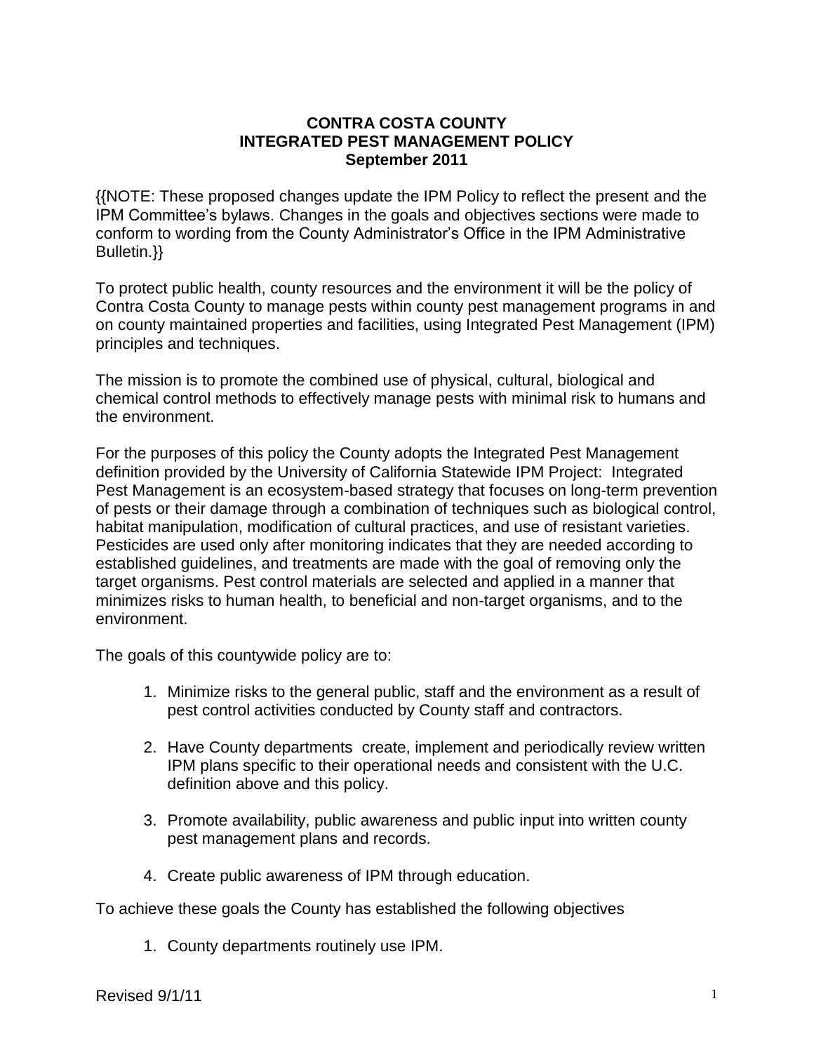# CONTRA COSTA COUNTY
# INTEGRATED PEST MANAGEMENT POLICY
## September 2011

{{NOTE: These proposed changes update the IPM Policy to reflect the present and the IPM Committee's bylaws. Changes in the goals and objectives sections were made to conform to wording from the County Administrator's Office in the IPM Administrative Bulletin.}}

To protect public health, county resources and the environment it will be the policy of Contra Costa County to manage pests within county pest management programs in and on county maintained properties and facilities, using Integrated Pest Management (IPM) principles and techniques.

The mission is to promote the combined use of physical, cultural, biological and chemical control methods to effectively manage pests with minimal risk to humans and the environment.

For the purposes of this policy the County adopts the Integrated Pest Management definition provided by the University of California Statewide IPM Project: Integrated Pest Management is an ecosystem-based strategy that focuses on long-term prevention of pests or their damage through a combination of techniques such as biological control, habitat manipulation, modification of cultural practices, and use of resistant varieties. Pesticides are used only after monitoring indicates that they are needed according to established guidelines, and treatments are made with the goal of removing only the target organisms. Pest control materials are selected and applied in a manner that minimizes risks to human health, to beneficial and non-target organisms, and to the environment.

The goals of this countywide policy are to:

1. Minimize risks to the general public, staff and the environment as a result of pest control activities conducted by County staff and contractors.

2. Have County departments create, implement and periodically review written IPM plans specific to their operational needs and consistent with the U.C. definition above and this policy.

3. Promote availability, public awareness and public input into written county pest management plans and records.

4. Create public awareness of IPM through education.

To achieve these goals the County has established the following objectives

1. County departments routinely use IPM.

Revised 9/1/11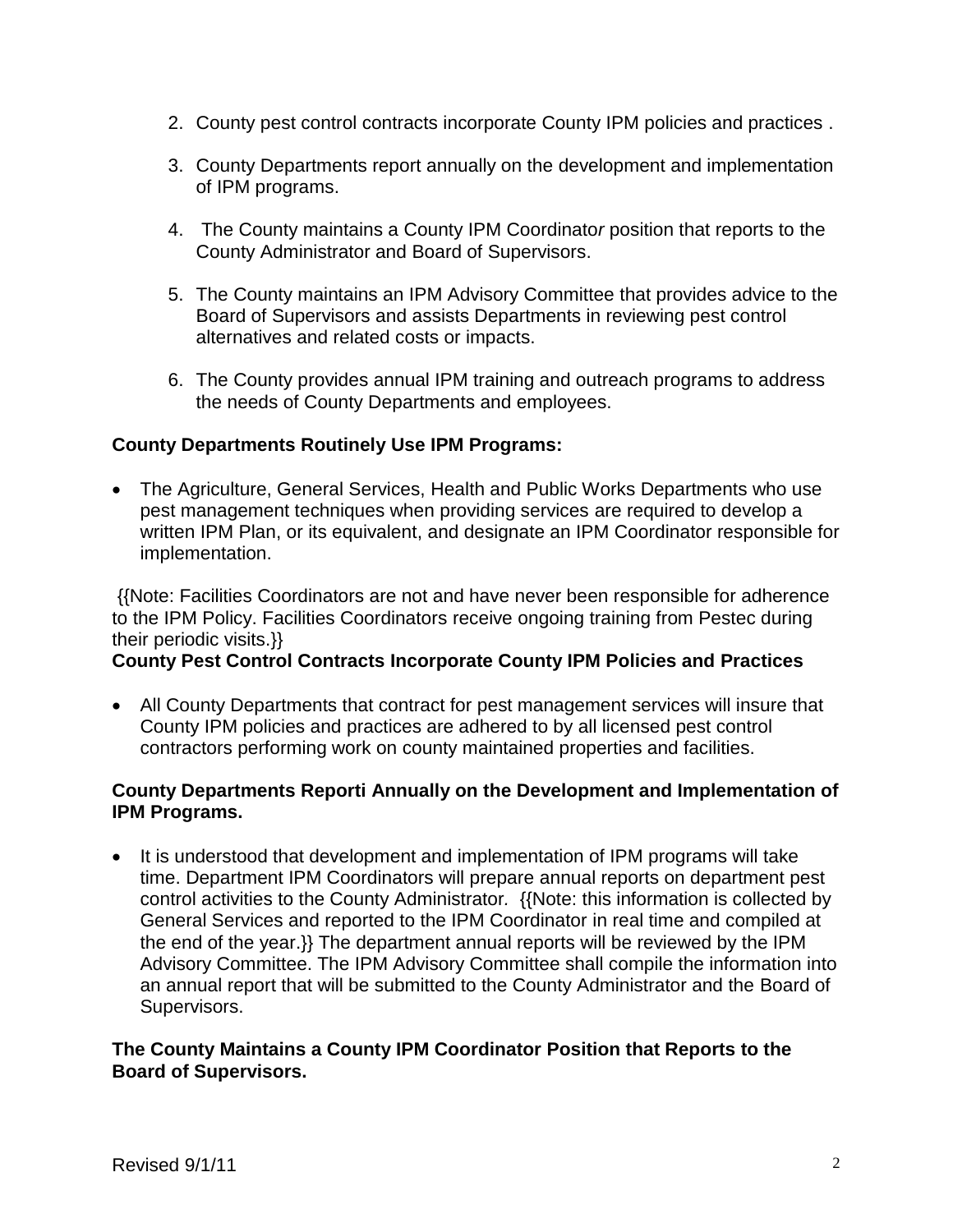2. County pest control contracts incorporate County IPM policies and practices .

3. County Departments report annually on the development and implementation of IPM programs.

4. The County maintains a County IPM Coordinat*o*r position that reports to the County Administrator and Board of Supervisors.

5. The County maintains an IPM Advisory Committee that provides advice to the Board of Supervisors and assists Departments in reviewing pest control alternatives and related costs or impacts.

6. The County provides annual IPM training and outreach programs to address the needs of County Departments and employees.

**County Departments Routinely Use IPM Programs:**

- The Agriculture, General Services, Health and Public Works Departments who use pest management techniques when providing services are required to develop a written IPM Plan, or its equivalent, and designate an IPM Coordinator responsible for implementation.

{{Note: Facilities Coordinators are not and have never been responsible for adherence to the IPM Policy. Facilities Coordinators receive ongoing training from Pestec during their periodic visits.}}

**County Pest Control Contracts Incorporate County IPM Policies and Practices**

- All County Departments that contract for pest management services will insure that County IPM policies and practices are adhered to by all licensed pest control contractors performing work on county maintained properties and facilities.

**County Departments Reporti Annually on the Development and Implementation of IPM Programs.**

- It is understood that development and implementation of IPM programs will take time. Department IPM Coordinators will prepare annual reports on department pest control activities to the County Administrator. {{Note: this information is collected by General Services and reported to the IPM Coordinator in real time and compiled at the end of the year.}} The department annual reports will be reviewed by the IPM Advisory Committee. The IPM Advisory Committee shall compile the information into an annual report that will be submitted to the County Administrator and the Board of Supervisors.

**The County Maintains a County IPM Coordinator Position that Reports to the Board of Supervisors.**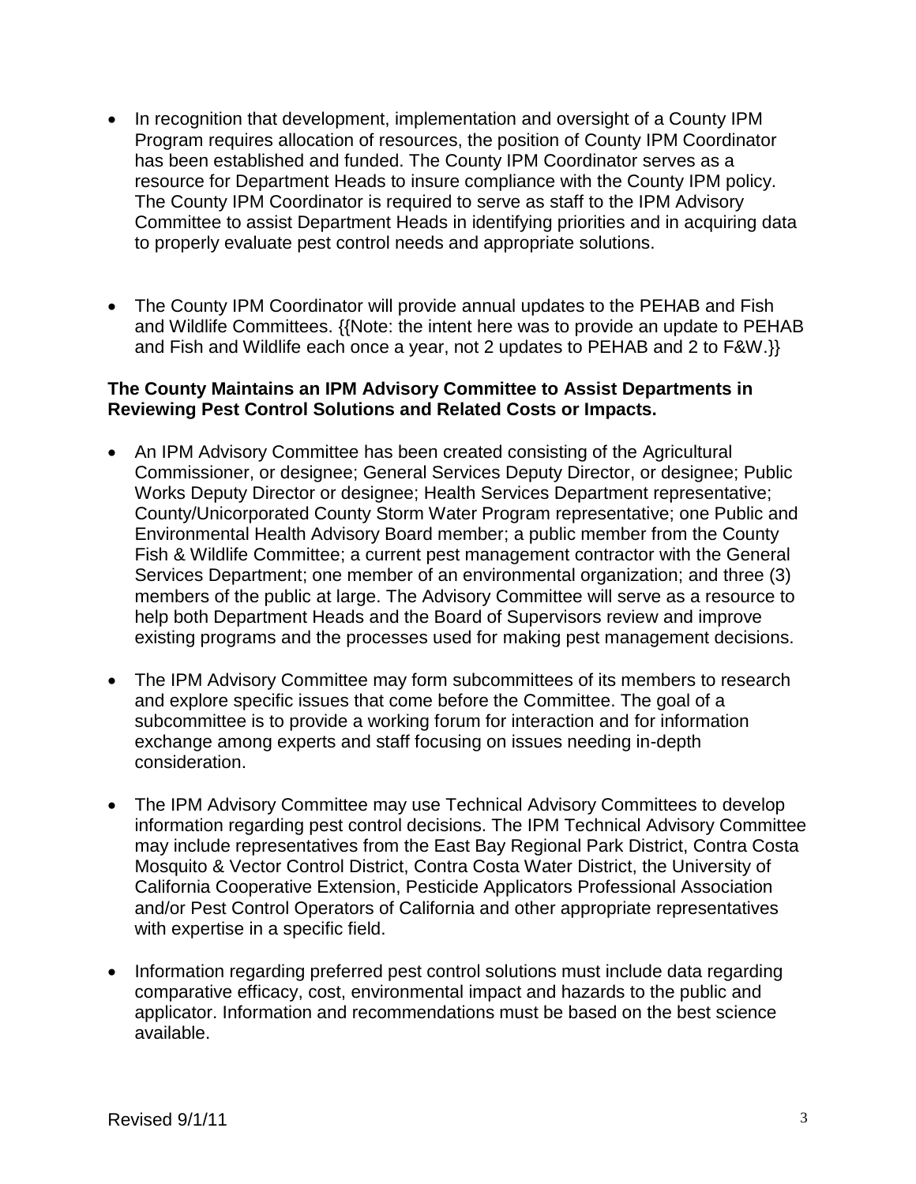- In recognition that development, implementation and oversight of a County IPM Program requires allocation of resources, the position of County IPM Coordinator has been established and funded. The County IPM Coordinator serves as a resource for Department Heads to insure compliance with the County IPM policy. The County IPM Coordinator is required to serve as staff to the IPM Advisory Committee to assist Department Heads in identifying priorities and in acquiring data to properly evaluate pest control needs and appropriate solutions.

- The County IPM Coordinator will provide annual updates to the PEHAB and Fish and Wildlife Committees. {{Note: the intent here was to provide an update to PEHAB and Fish and Wildlife each once a year, not 2 updates to PEHAB and 2 to F&W.}}

**The County Maintains an IPM Advisory Committee to Assist Departments in Reviewing Pest Control Solutions and Related Costs or Impacts.**

- An IPM Advisory Committee has been created consisting of the Agricultural Commissioner, or designee; General Services Deputy Director, or designee; Public Works Deputy Director or designee; Health Services Department representative; County/Unicorporated County Storm Water Program representative; one Public and Environmental Health Advisory Board member; a public member from the County Fish & Wildlife Committee; a current pest management contractor with the General Services Department; one member of an environmental organization; and three (3) members of the public at large. The Advisory Committee will serve as a resource to help both Department Heads and the Board of Supervisors review and improve existing programs and the processes used for making pest management decisions.

- The IPM Advisory Committee may form subcommittees of its members to research and explore specific issues that come before the Committee. The goal of a subcommittee is to provide a working forum for interaction and for information exchange among experts and staff focusing on issues needing in-depth consideration.

- The IPM Advisory Committee may use Technical Advisory Committees to develop information regarding pest control decisions. The IPM Technical Advisory Committee may include representatives from the East Bay Regional Park District, Contra Costa Mosquito & Vector Control District, Contra Costa Water District, the University of California Cooperative Extension, Pesticide Applicators Professional Association and/or Pest Control Operators of California and other appropriate representatives with expertise in a specific field.

- Information regarding preferred pest control solutions must include data regarding comparative efficacy, cost, environmental impact and hazards to the public and applicator. Information and recommendations must be based on the best science available.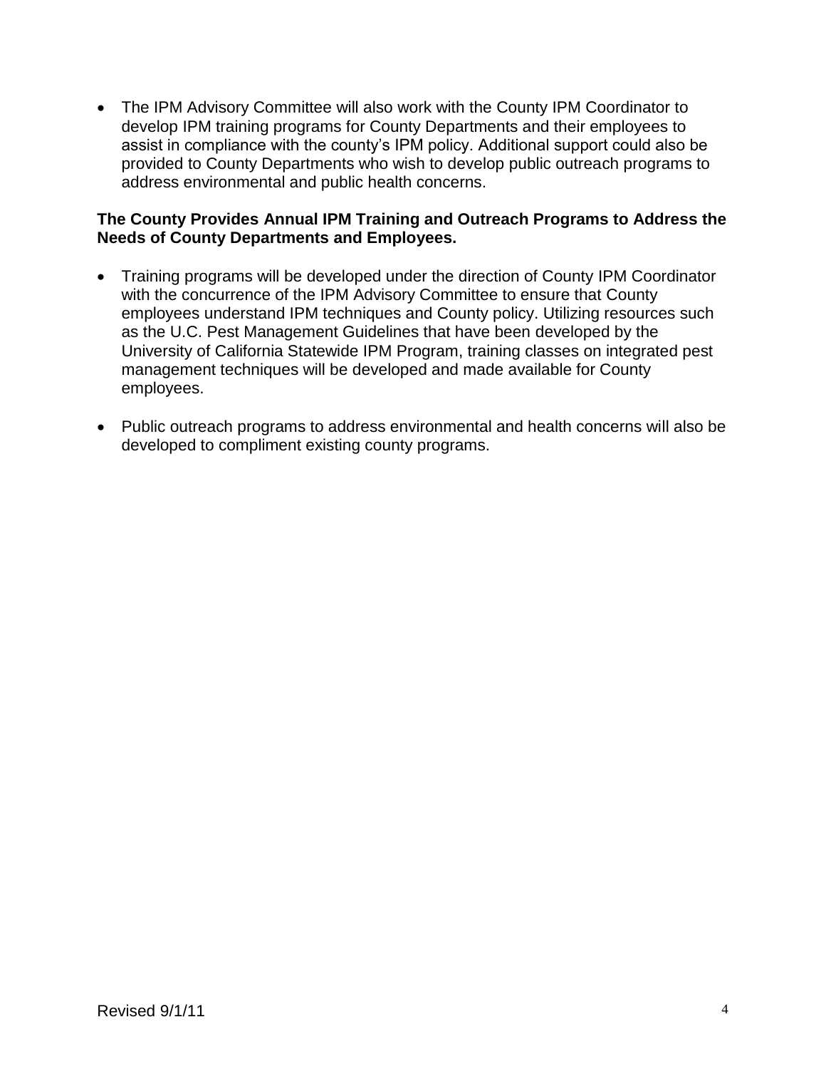- The IPM Advisory Committee will also work with the County IPM Coordinator to develop IPM training programs for County Departments and their employees to assist in compliance with the county's IPM policy. Additional support could also be provided to County Departments who wish to develop public outreach programs to address environmental and public health concerns.

**The County Provides Annual IPM Training and Outreach Programs to Address the Needs of County Departments and Employees.**

- Training programs will be developed under the direction of County IPM Coordinator with the concurrence of the IPM Advisory Committee to ensure that County employees understand IPM techniques and County policy. Utilizing resources such as the U.C. Pest Management Guidelines that have been developed by the University of California Statewide IPM Program, training classes on integrated pest management techniques will be developed and made available for County employees.

- Public outreach programs to address environmental and health concerns will also be developed to compliment existing county programs.

Revised 9/1/11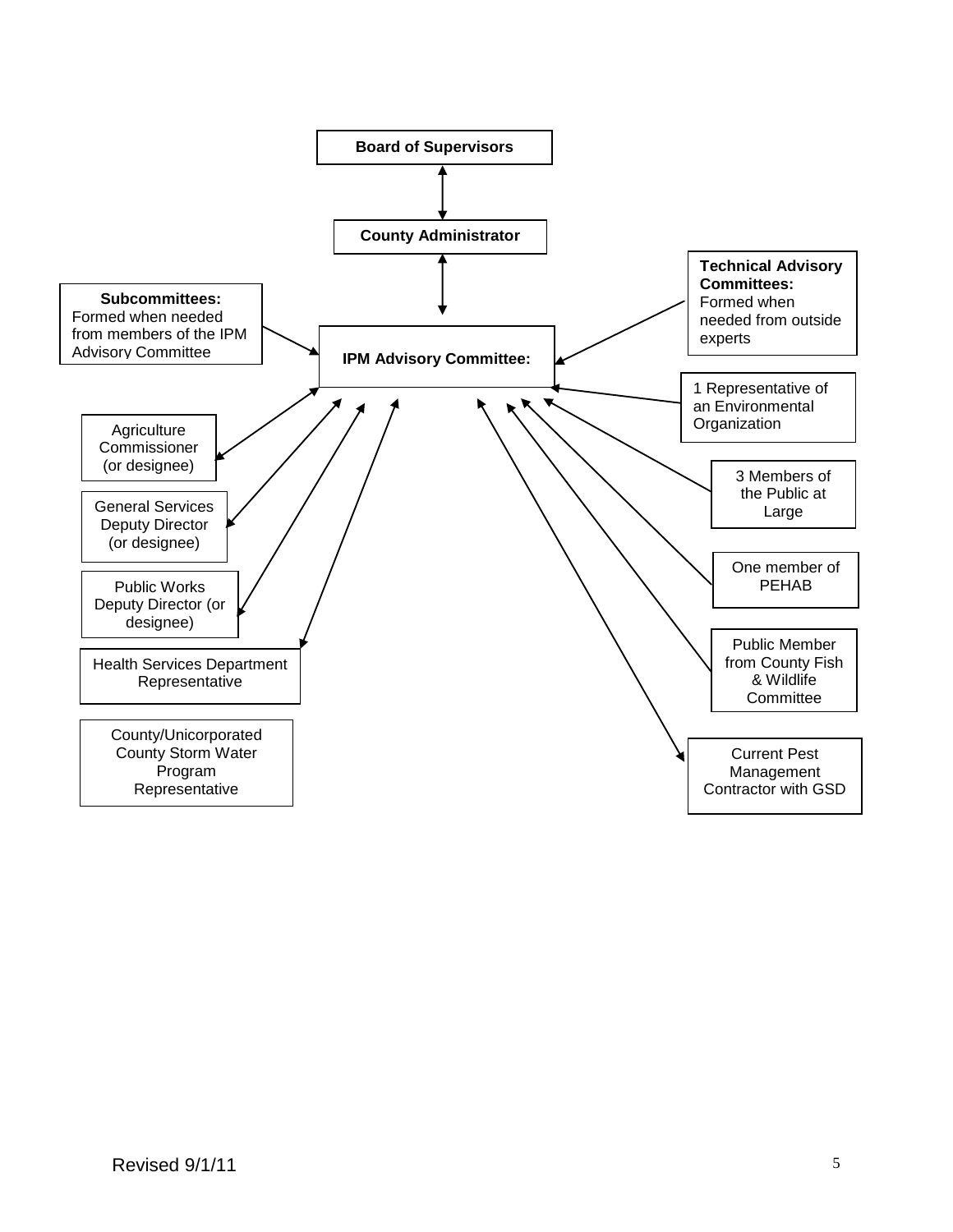**Board of Supervisors**

**County Administrator**

**IPM Advisory Committee:**

**Subcommittees:** Formed when needed from members of the IPM Advisory Committee

**Technical Advisory Committees:** Formed when needed from outside experts

Agriculture Commissioner (or designee)

General Services Deputy Director (or designee)

Public Works Deputy Director (or designee)

Health Services Department Representative

County/Unincorporated County Storm Water Program Representative

1 Representative of an Environmental Organization

3 Members of the Public at Large

One member of PEHAB

Public Member from County Fish & Wildlife Committee

Current Pest Management Contractor with GSD

Revised 9/1/11